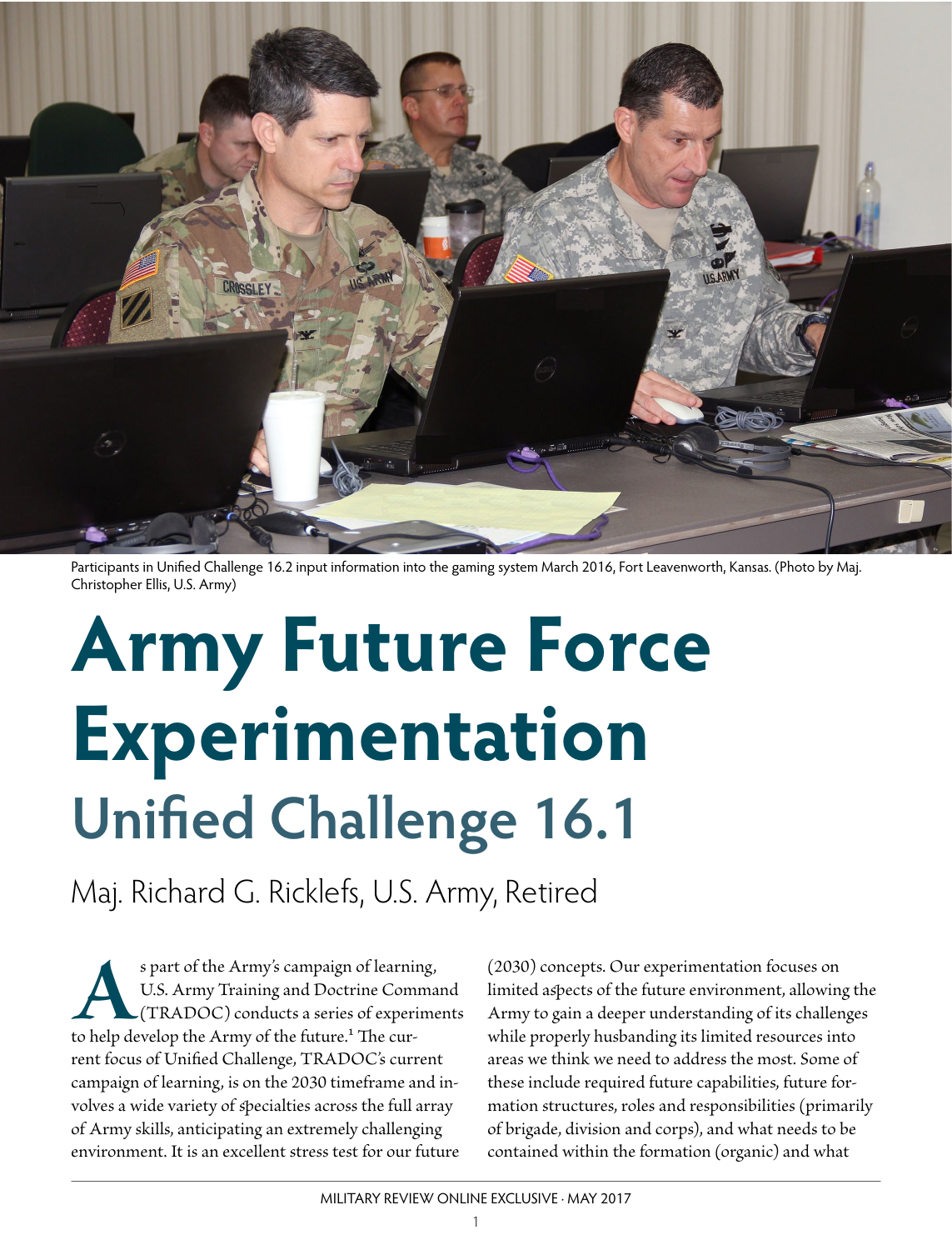Participants in Unified Challenge 16.2 input information into the gaming system March 2016, Fort Leavenworth, Kansas. (Photo by Maj. Christopher Ellis, U.S. Army)

# Army Future Force Experimentation

## Unified Challenge 16.1

Maj. Richard G. Ricklefs, U.S. Army, Retired

As part of the Army's campaign of learning, U.S. Army Training and Doctrine Command (TRADOC) conducts a series of experiments to help develop the Army of the future.[1] The current focus of Unified Challenge, TRADOC's current campaign of learning, is on the 2030 timeframe and involves a wide variety of specialties across the full array of Army skills, anticipating an extremely challenging environment. It is an excellent stress test for our future (2030) concepts. Our experimentation focuses on limited aspects of the future environment, allowing the Army to gain a deeper understanding of its challenges while properly husbanding its limited resources into areas we think we need to address the most. Some of these include required future capabilities, future formation structures, roles and responsibilities (primarily of brigade, division and corps), and what needs to be contained within the formation (organic) and what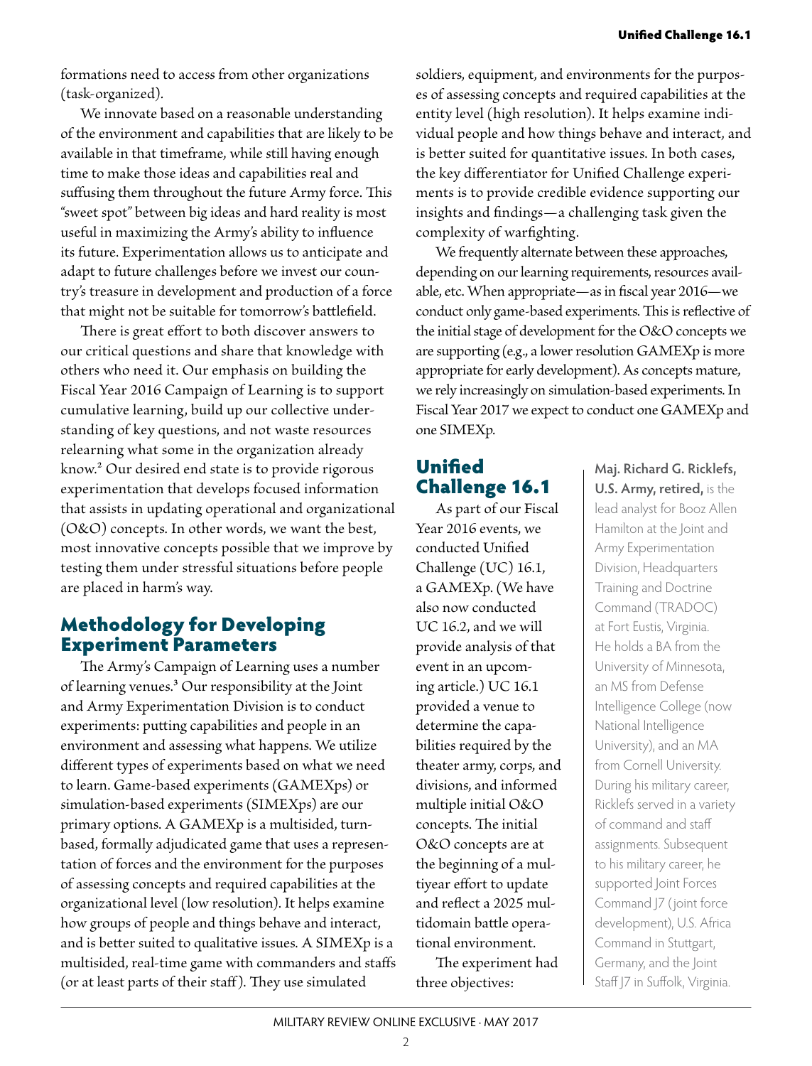formations need to access from other organizations (task-organized).

We innovate based on a reasonable understanding of the environment and capabilities that are likely to be available in that timeframe, while still having enough time to make those ideas and capabilities real and suffusing them throughout the future Army force. This "sweet spot" between big ideas and hard reality is most useful in maximizing the Army's ability to influence its future. Experimentation allows us to anticipate and adapt to future challenges before we invest our country's treasure in development and production of a force that might not be suitable for tomorrow's battlefield.

There is great effort to both discover answers to our critical questions and share that knowledge with others who need it. Our emphasis on building the Fiscal Year 2016 Campaign of Learning is to support cumulative learning, build up our collective understanding of key questions, and not waste resources relearning what some in the organization already know.[2] Our desired end state is to provide rigorous experimentation that develops focused information that assists in updating operational and organizational (O&O) concepts. In other words, we want the best, most innovative concepts possible that we improve by testing them under stressful situations before people are placed in harm's way.

## Methodology for Developing Experiment Parameters

The Army's Campaign of Learning uses a number of learning venues.[3] Our responsibility at the Joint and Army Experimentation Division is to conduct experiments: putting capabilities and people in an environment and assessing what happens. We utilize different types of experiments based on what we need to learn. Game-based experiments (GAMEXps) or simulation-based experiments (SIMEXps) are our primary options. A GAMEXp is a multisided, turn-based, formally adjudicated game that uses a representation of forces and the environment for the purposes of assessing concepts and required capabilities at the organizational level (low resolution). It helps examine how groups of people and things behave and interact, and is better suited to qualitative issues. A SIMEXp is a multisided, real-time game with commanders and staffs (or at least parts of their staff). They use simulated soldiers, equipment, and environments for the purposes of assessing concepts and required capabilities at the entity level (high resolution). It helps examine individual people and how things behave and interact, and is better suited for quantitative issues. In both cases, the key differentiator for Unified Challenge experiments is to provide credible evidence supporting our insights and findings—a challenging task given the complexity of warfighting.

We frequently alternate between these approaches, depending on our learning requirements, resources available, etc. When appropriate—as in fiscal year 2016—we conduct only game-based experiments. This is reflective of the initial stage of development for the O&O concepts we are supporting (e.g., a lower resolution GAMEXp is more appropriate for early development). As concepts mature, we rely increasingly on simulation-based experiments. In Fiscal Year 2017 we expect to conduct one GAMEXp and one SIMEXp.

## Unified Challenge 16.1

As part of our Fiscal Year 2016 events, we conducted Unified Challenge (UC) 16.1, a GAMEXp. (We have also now conducted UC 16.2, and we will provide analysis of that event in an upcoming article.) UC 16.1 provided a venue to determine the capabilities required by the theater army, corps, and divisions, and informed multiple initial O&O concepts. The initial O&O concepts are at the beginning of a multiyear effort to update and reflect a 2025 multidomain battle operational environment.

The experiment had three objectives:

**Maj. Richard G. Ricklefs, U.S. Army, retired,** is the lead analyst for Booz Allen Hamilton at the Joint and Army Experimentation Division, Headquarters Training and Doctrine Command (TRADOC) at Fort Eustis, Virginia. He holds a BA from the University of Minnesota, an MS from Defense Intelligence College (now National Intelligence University), and an MA from Cornell University. During his military career, Ricklefs served in a variety of command and staff assignments. Subsequent to his military career, he supported Joint Forces Command J7 (joint force development), U.S. Africa Command in Stuttgart, Germany, and the Joint Staff J7 in Suffolk, Virginia.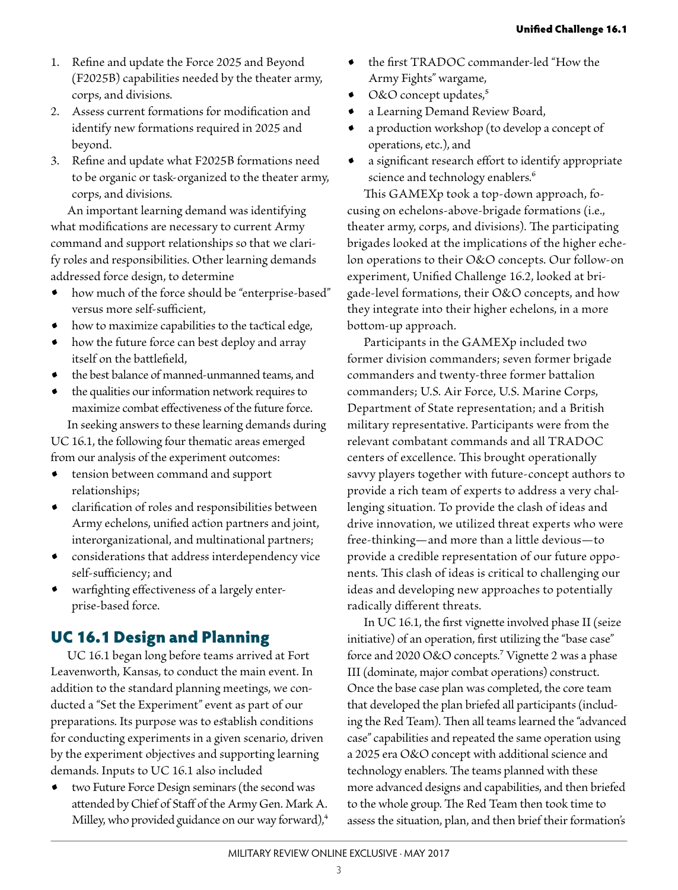1. Refine and update the Force 2025 and Beyond (F2025B) capabilities needed by the theater army, corps, and divisions.
2. Assess current formations for modification and identify new formations required in 2025 and beyond.
3. Refine and update what F2025B formations need to be organic or task-organized to the theater army, corps, and divisions.

An important learning demand was identifying what modifications are necessary to current Army command and support relationships so that we clarify roles and responsibilities. Other learning demands addressed force design, to determine

- how much of the force should be "enterprise-based" versus more self-sufficient,
- how to maximize capabilities to the tactical edge,
- how the future force can best deploy and array itself on the battlefield,
- the best balance of manned-unmanned teams, and
- the qualities our information network requires to maximize combat effectiveness of the future force.

In seeking answers to these learning demands during UC 16.1, the following four thematic areas emerged from our analysis of the experiment outcomes:

- tension between command and support relationships;
- clarification of roles and responsibilities between Army echelons, unified action partners and joint, interorganizational, and multinational partners;
- considerations that address interdependency vice self-sufficiency; and
- warfighting effectiveness of a largely enterprise-based force.

## UC 16.1 Design and Planning

UC 16.1 began long before teams arrived at Fort Leavenworth, Kansas, to conduct the main event. In addition to the standard planning meetings, we conducted a "Set the Experiment" event as part of our preparations. Its purpose was to establish conditions for conducting experiments in a given scenario, driven by the experiment objectives and supporting learning demands. Inputs to UC 16.1 also included

- two Future Force Design seminars (the second was attended by Chief of Staff of the Army Gen. Mark A. Milley, who provided guidance on our way forward),[4]
- the first TRADOC commander-led "How the Army Fights" wargame,
- O&O concept updates,[5]
- a Learning Demand Review Board,
- a production workshop (to develop a concept of operations, etc.), and
- a significant research effort to identify appropriate science and technology enablers.[6]

This GAMEXp took a top-down approach, focusing on echelons-above-brigade formations (i.e., theater army, corps, and divisions). The participating brigades looked at the implications of the higher echelon operations to their O&O concepts. Our follow-on experiment, Unified Challenge 16.2, looked at brigade-level formations, their O&O concepts, and how they integrate into their higher echelons, in a more bottom-up approach.

Participants in the GAMEXp included two former division commanders; seven former brigade commanders and twenty-three former battalion commanders; U.S. Air Force, U.S. Marine Corps, Department of State representation; and a British military representative. Participants were from the relevant combatant commands and all TRADOC centers of excellence. This brought operationally savvy players together with future-concept authors to provide a rich team of experts to address a very challenging situation. To provide the clash of ideas and drive innovation, we utilized threat experts who were free-thinking—and more than a little devious—to provide a credible representation of our future opponents. This clash of ideas is critical to challenging our ideas and developing new approaches to potentially radically different threats.

In UC 16.1, the first vignette involved phase II (seize initiative) of an operation, first utilizing the "base case" force and 2020 O&O concepts.[7] Vignette 2 was a phase III (dominate, major combat operations) construct. Once the base case plan was completed, the core team that developed the plan briefed all participants (including the Red Team). Then all teams learned the "advanced case" capabilities and repeated the same operation using a 2025 era O&O concept with additional science and technology enablers. The teams planned with these more advanced designs and capabilities, and then briefed to the whole group. The Red Team then took time to assess the situation, plan, and then brief their formation's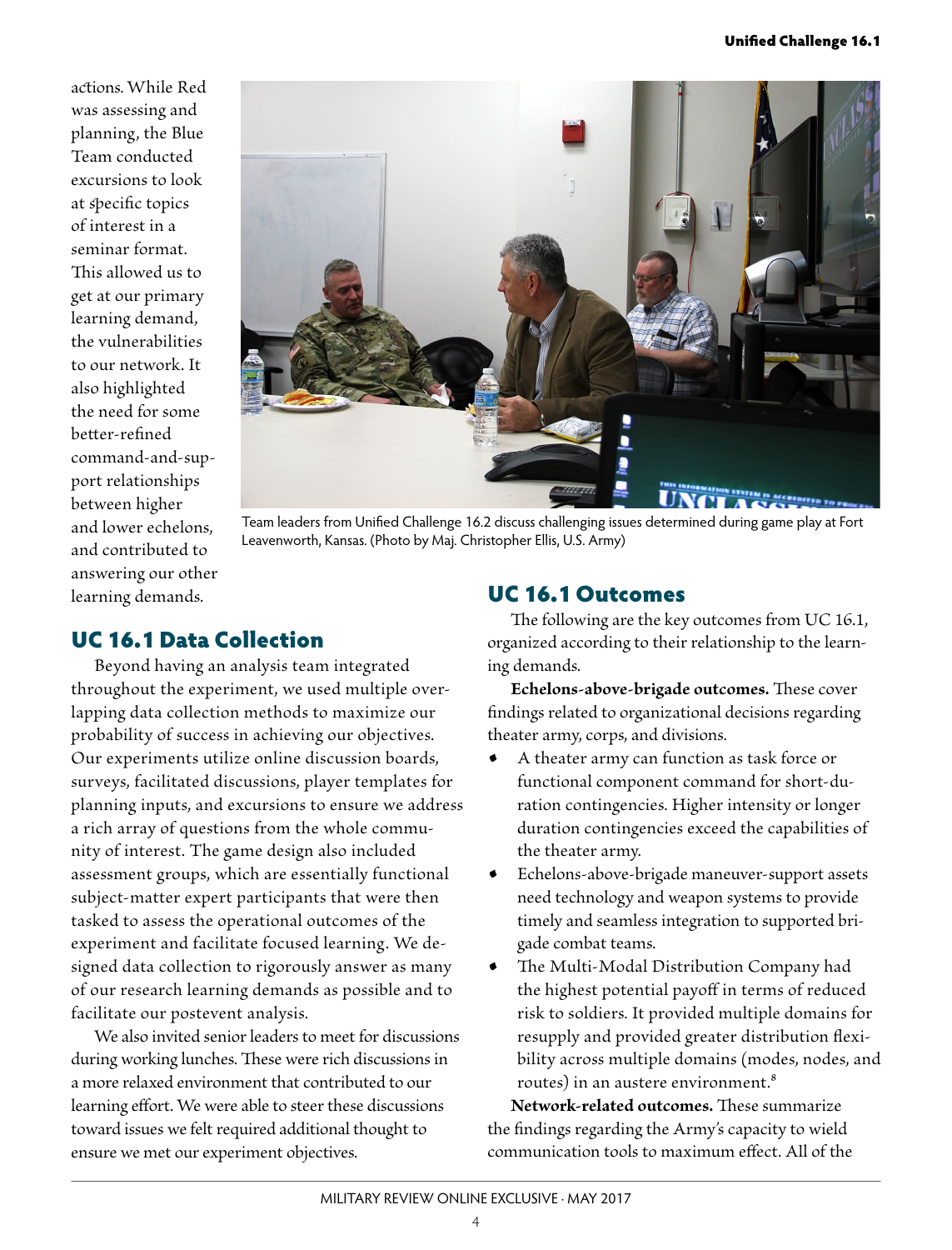actions. While Red was assessing and planning, the Blue Team conducted excursions to look at specific topics of interest in a seminar format. This allowed us to get at our primary learning demand, the vulnerabilities to our network. It also highlighted the need for some better-refined command-and-support relationships between higher and lower echelons, and contributed to answering our other learning demands.

Team leaders from Unified Challenge 16.2 discuss challenging issues determined during game play at Fort Leavenworth, Kansas. (Photo by Maj. Christopher Ellis, U.S. Army)

## UC 16.1 Data Collection

Beyond having an analysis team integrated throughout the experiment, we used multiple overlapping data collection methods to maximize our probability of success in achieving our objectives. Our experiments utilize online discussion boards, surveys, facilitated discussions, player templates for planning inputs, and excursions to ensure we address a rich array of questions from the whole community of interest. The game design also included assessment groups, which are essentially functional subject-matter expert participants that were then tasked to assess the operational outcomes of the experiment and facilitate focused learning. We designed data collection to rigorously answer as many of our research learning demands as possible and to facilitate our postevent analysis.

We also invited senior leaders to meet for discussions during working lunches. These were rich discussions in a more relaxed environment that contributed to our learning effort. We were able to steer these discussions toward issues we felt required additional thought to ensure we met our experiment objectives.

## UC 16.1 Outcomes

The following are the key outcomes from UC 16.1, organized according to their relationship to the learning demands.

**Echelons-above-brigade outcomes.** These cover findings related to organizational decisions regarding theater army, corps, and divisions.

- A theater army can function as task force or functional component command for short-duration contingencies. Higher intensity or longer duration contingencies exceed the capabilities of the theater army.
- Echelons-above-brigade maneuver-support assets need technology and weapon systems to provide timely and seamless integration to supported brigade combat teams.
- The Multi-Modal Distribution Company had the highest potential payoff in terms of reduced risk to soldiers. It provided multiple domains for resupply and provided greater distribution flexibility across multiple domains (modes, nodes, and routes) in an austere environment.[8]

**Network-related outcomes.** These summarize the findings regarding the Army's capacity to wield communication tools to maximum effect. All of the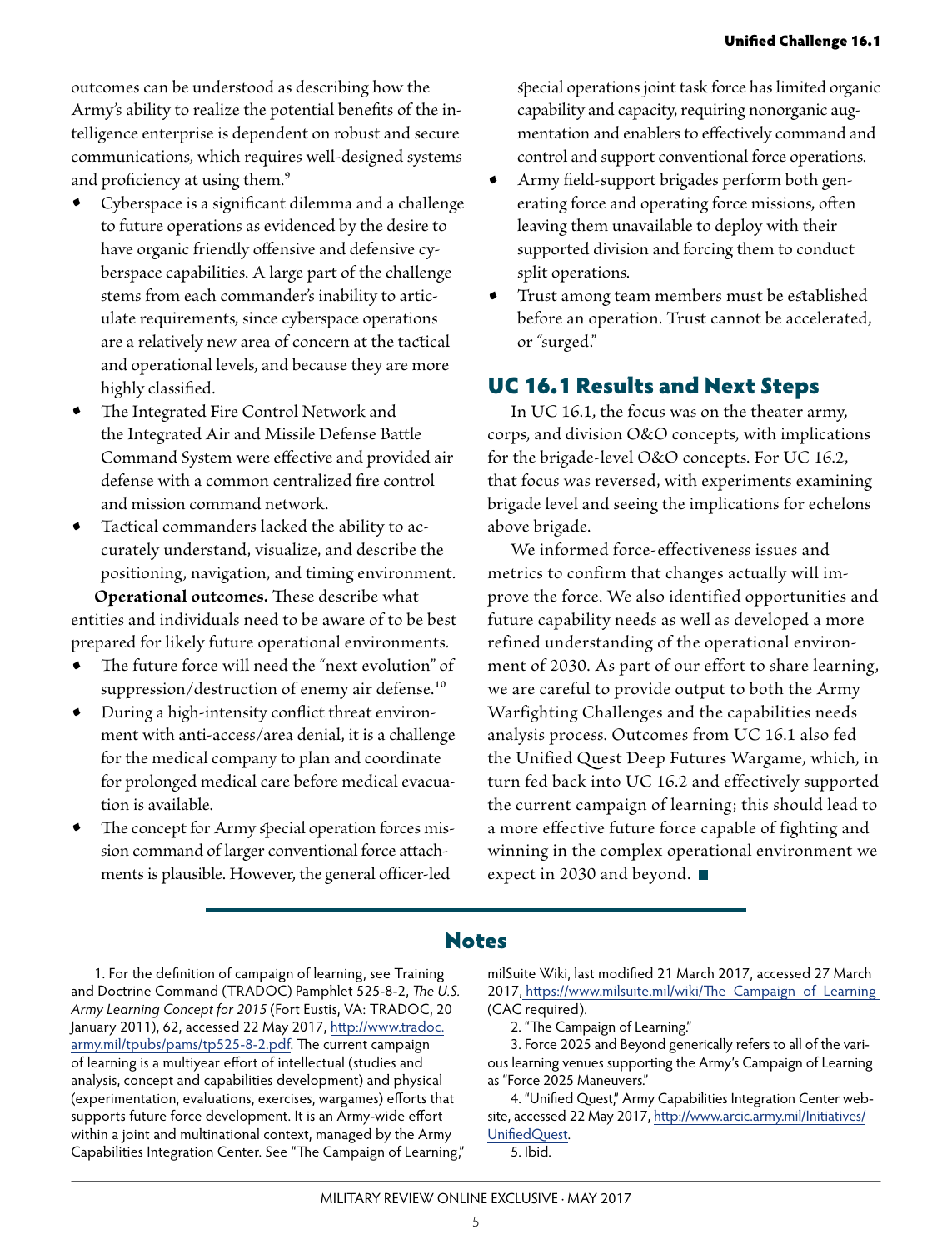outcomes can be understood as describing how the Army's ability to realize the potential benefits of the intelligence enterprise is dependent on robust and secure communications, which requires well-designed systems and proficiency at using them.[9]

- Cyberspace is a significant dilemma and a challenge to future operations as evidenced by the desire to have organic friendly offensive and defensive cyberspace capabilities. A large part of the challenge stems from each commander's inability to articulate requirements, since cyberspace operations are a relatively new area of concern at the tactical and operational levels, and because they are more highly classified.
- The Integrated Fire Control Network and the Integrated Air and Missile Defense Battle Command System were effective and provided air defense with a common centralized fire control and mission command network.
- Tactical commanders lacked the ability to accurately understand, visualize, and describe the positioning, navigation, and timing environment.

**Operational outcomes.** These describe what entities and individuals need to be aware of to be best prepared for likely future operational environments.

- The future force will need the "next evolution" of suppression/destruction of enemy air defense.[10]
- During a high-intensity conflict threat environment with anti-access/area denial, it is a challenge for the medical company to plan and coordinate for prolonged medical care before medical evacuation is available.
- The concept for Army special operation forces mission command of larger conventional force attachments is plausible. However, the general officer-led special operations joint task force has limited organic capability and capacity, requiring nonorganic augmentation and enablers to effectively command and control and support conventional force operations.
- Army field-support brigades perform both generating force and operating force missions, often leaving them unavailable to deploy with their supported division and forcing them to conduct split operations.
- Trust among team members must be established before an operation. Trust cannot be accelerated, or "surged."

## UC 16.1 Results and Next Steps

In UC 16.1, the focus was on the theater army, corps, and division O&O concepts, with implications for the brigade-level O&O concepts. For UC 16.2, that focus was reversed, with experiments examining brigade level and seeing the implications for echelons above brigade.

We informed force-effectiveness issues and metrics to confirm that changes actually will improve the force. We also identified opportunities and future capability needs as well as developed a more refined understanding of the operational environment of 2030. As part of our effort to share learning, we are careful to provide output to both the Army Warfighting Challenges and the capabilities needs analysis process. Outcomes from UC 16.1 also fed the Unified Quest Deep Futures Wargame, which, in turn fed back into UC 16.2 and effectively supported the current campaign of learning; this should lead to a more effective future force capable of fighting and winning in the complex operational environment we expect in 2030 and beyond. ■

## Notes

1. For the definition of campaign of learning, see Training and Doctrine Command (TRADOC) Pamphlet 525-8-2, *The U.S. Army Learning Concept for 2015* (Fort Eustis, VA: TRADOC, 20 January 2011), 62, accessed 22 May 2017, http://www.tradoc.army.mil/tpubs/pams/tp525-8-2.pdf. The current campaign of learning is a multiyear effort of intellectual (studies and analysis, concept and capabilities development) and physical (experimentation, evaluations, exercises, wargames) efforts that supports future force development. It is an Army-wide effort within a joint and multinational context, managed by the Army Capabilities Integration Center. See "The Campaign of Learning," milSuite Wiki, last modified 21 March 2017, accessed 27 March 2017, https://www.milsuite.mil/wiki/The_Campaign_of_Learning (CAC required).

2. "The Campaign of Learning."

3. Force 2025 and Beyond generically refers to all of the various learning venues supporting the Army's Campaign of Learning as "Force 2025 Maneuvers."

4. "Unified Quest," Army Capabilities Integration Center website, accessed 22 May 2017, http://www.arcic.army.mil/Initiatives/UnifiedQuest.

5. Ibid.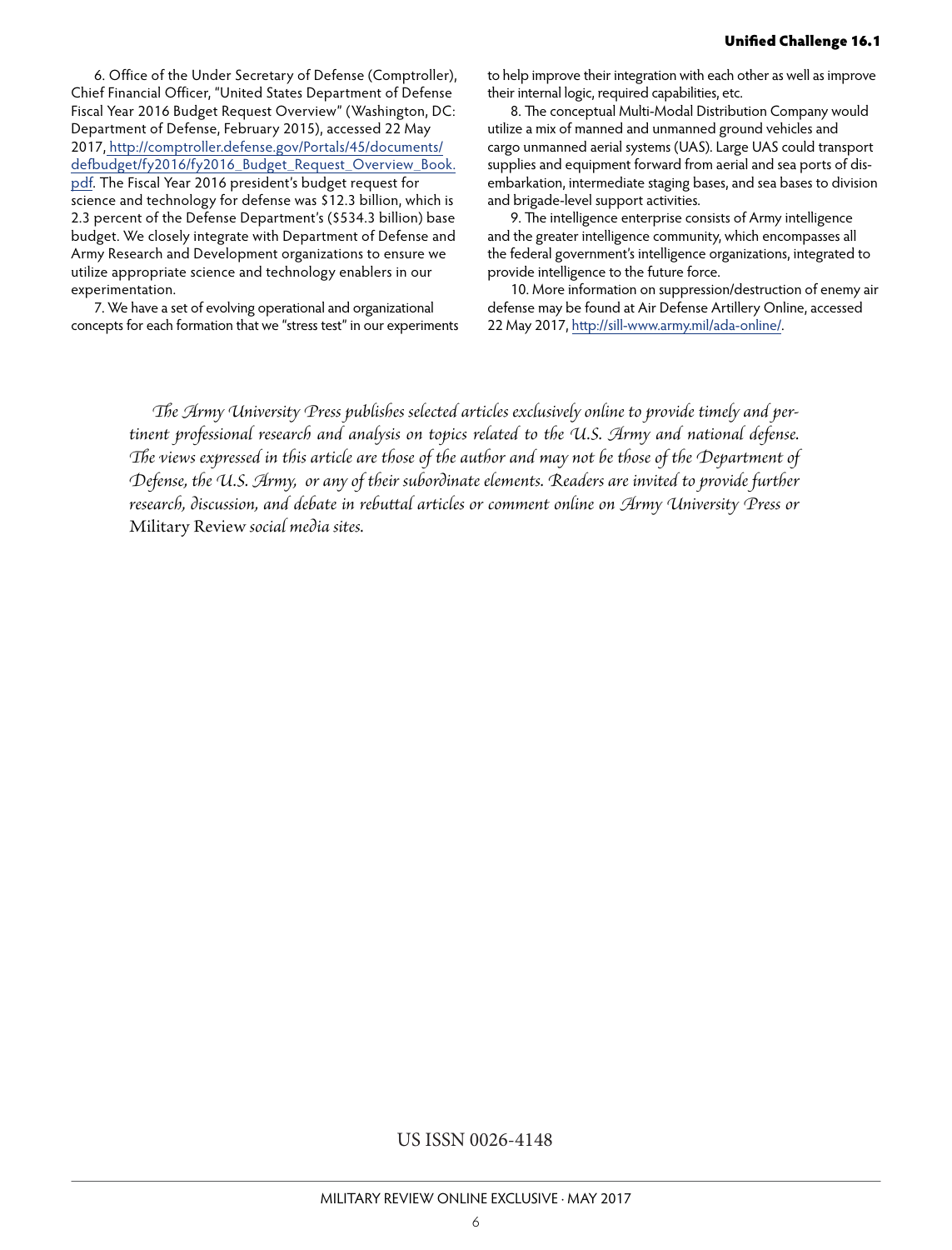6. Office of the Under Secretary of Defense (Comptroller), Chief Financial Officer, "United States Department of Defense Fiscal Year 2016 Budget Request Overview" (Washington, DC: Department of Defense, February 2015), accessed 22 May 2017, http://comptroller.defense.gov/Portals/45/documents/defbudget/fy2016/fy2016_Budget_Request_Overview_Book.pdf. The Fiscal Year 2016 president's budget request for science and technology for defense was $12.3 billion, which is 2.3 percent of the Defense Department's ($534.3 billion) base budget. We closely integrate with Department of Defense and Army Research and Development organizations to ensure we utilize appropriate science and technology enablers in our experimentation.

7. We have a set of evolving operational and organizational concepts for each formation that we "stress test" in our experiments to help improve their integration with each other as well as improve their internal logic, required capabilities, etc.

8. The conceptual Multi-Modal Distribution Company would utilize a mix of manned and unmanned ground vehicles and cargo unmanned aerial systems (UAS). Large UAS could transport supplies and equipment forward from aerial and sea ports of disembarkation, intermediate staging bases, and sea bases to division and brigade-level support activities.

9. The intelligence enterprise consists of Army intelligence and the greater intelligence community, which encompasses all the federal government's intelligence organizations, integrated to provide intelligence to the future force.

10. More information on suppression/destruction of enemy air defense may be found at Air Defense Artillery Online, accessed 22 May 2017, http://sill-www.army.mil/ada-online/.

*The Army University Press publishes selected articles exclusively online to provide timely and pertinent professional research and analysis on topics related to the U.S. Army and national defense. The views expressed in this article are those of the author and may not be those of the Department of Defense, the U.S. Army, or any of their subordinate elements. Readers are invited to provide further research, discussion, and debate in rebuttal articles or comment online on Army University Press or* Military Review *social media sites.*

US ISSN 0026-4148